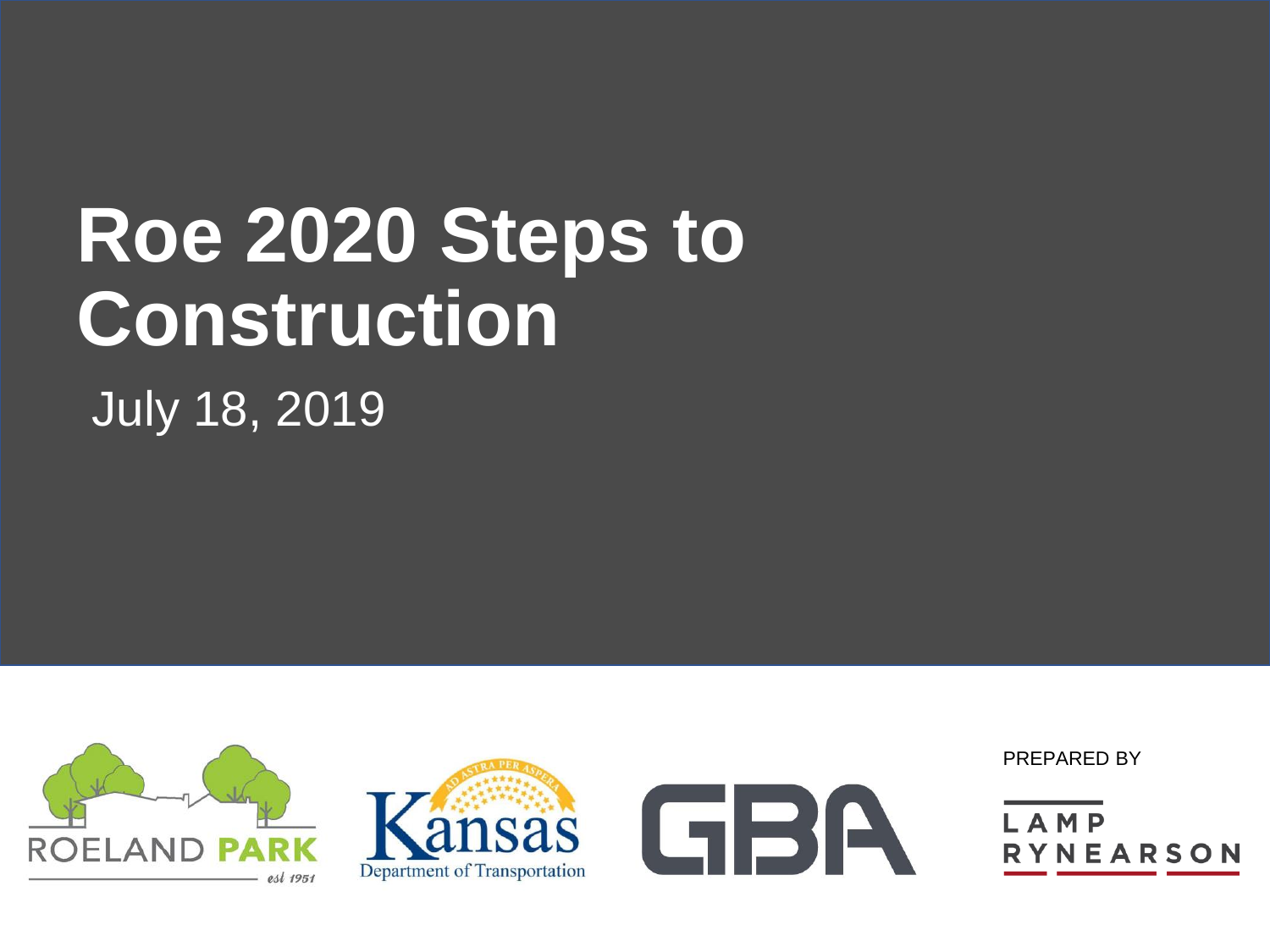# Roe 2020 Steps to Construction

July 18, 2019

ROELAND PARK
est 1951

Kansas
Department of Transportation

GBA

PREPARED BY

LAMP RYNEARSON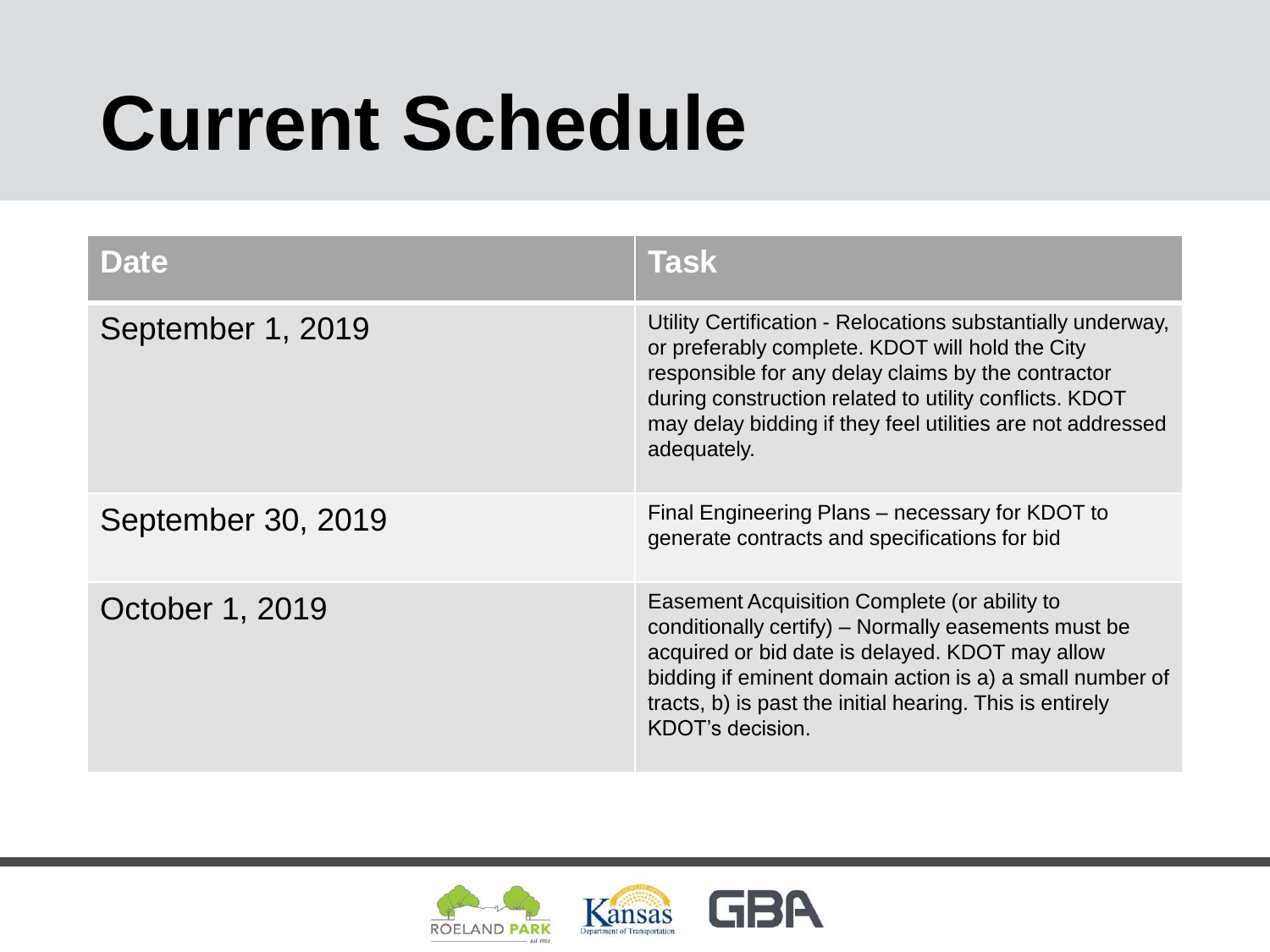# Current Schedule

| Date | Task |
|---|---|
| September 1, 2019 | Utility Certification - Relocations substantially underway, or preferably complete. KDOT will hold the City responsible for any delay claims by the contractor during construction related to utility conflicts. KDOT may delay bidding if they feel utilities are not addressed adequately. |
| September 30, 2019 | Final Engineering Plans – necessary for KDOT to generate contracts and specifications for bid |
| October 1, 2019 | Easement Acquisition Complete (or ability to conditionally certify) – Normally easements must be acquired or bid date is delayed. KDOT may allow bidding if eminent domain action is a) a small number of tracts, b) is past the initial hearing. This is entirely KDOT's decision. |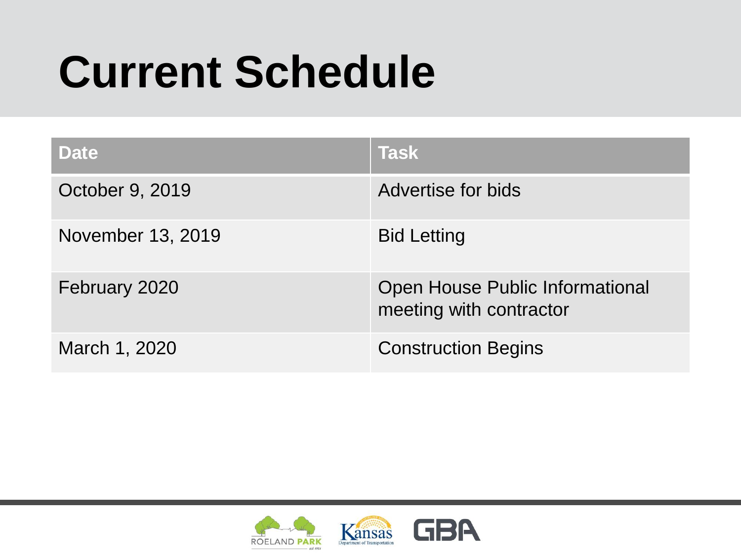# Current Schedule

| Date | Task |
|---|---|
| October 9, 2019 | Advertise for bids |
| November 13, 2019 | Bid Letting |
| February 2020 | Open House Public Informational meeting with contractor |
| March 1, 2020 | Construction Begins |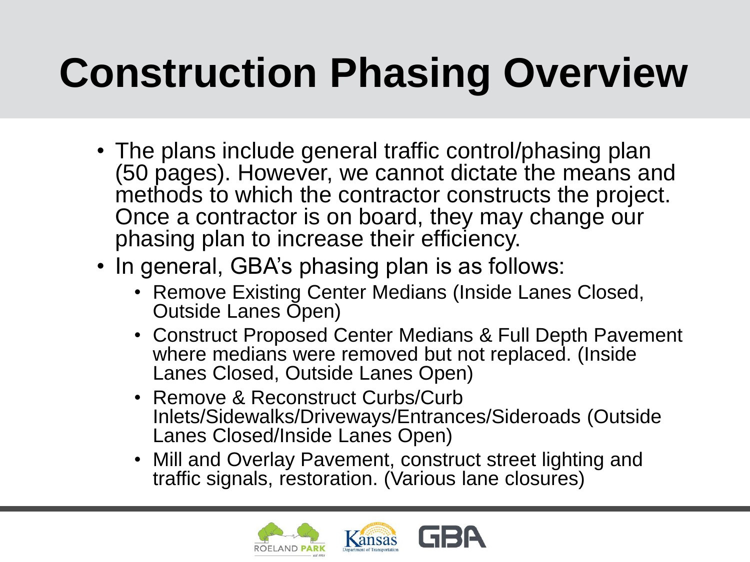# Construction Phasing Overview

- The plans include general traffic control/phasing plan (50 pages). However, we cannot dictate the means and methods to which the contractor constructs the project. Once a contractor is on board, they may change our phasing plan to increase their efficiency.
- In general, GBA's phasing plan is as follows:
  - Remove Existing Center Medians (Inside Lanes Closed, Outside Lanes Open)
  - Construct Proposed Center Medians & Full Depth Pavement where medians were removed but not replaced. (Inside Lanes Closed, Outside Lanes Open)
  - Remove & Reconstruct Curbs/Curb Inlets/Sidewalks/Driveways/Entrances/Sideroads (Outside Lanes Closed/Inside Lanes Open)
  - Mill and Overlay Pavement, construct street lighting and traffic signals, restoration. (Various lane closures)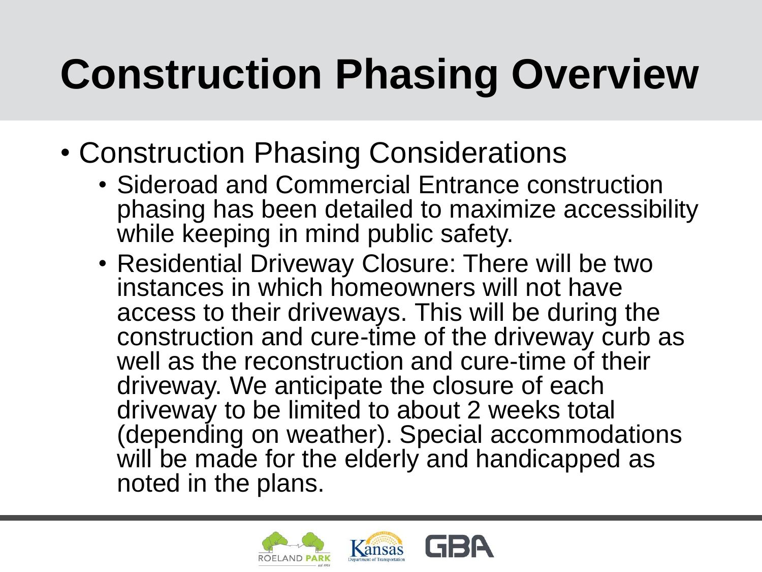# Construction Phasing Overview

- Construction Phasing Considerations
  - Sideroad and Commercial Entrance construction phasing has been detailed to maximize accessibility while keeping in mind public safety.
  - Residential Driveway Closure: There will be two instances in which homeowners will not have access to their driveways. This will be during the construction and cure-time of the driveway curb as well as the reconstruction and cure-time of their driveway. We anticipate the closure of each driveway to be limited to about 2 weeks total (depending on weather). Special accommodations will be made for the elderly and handicapped as noted in the plans.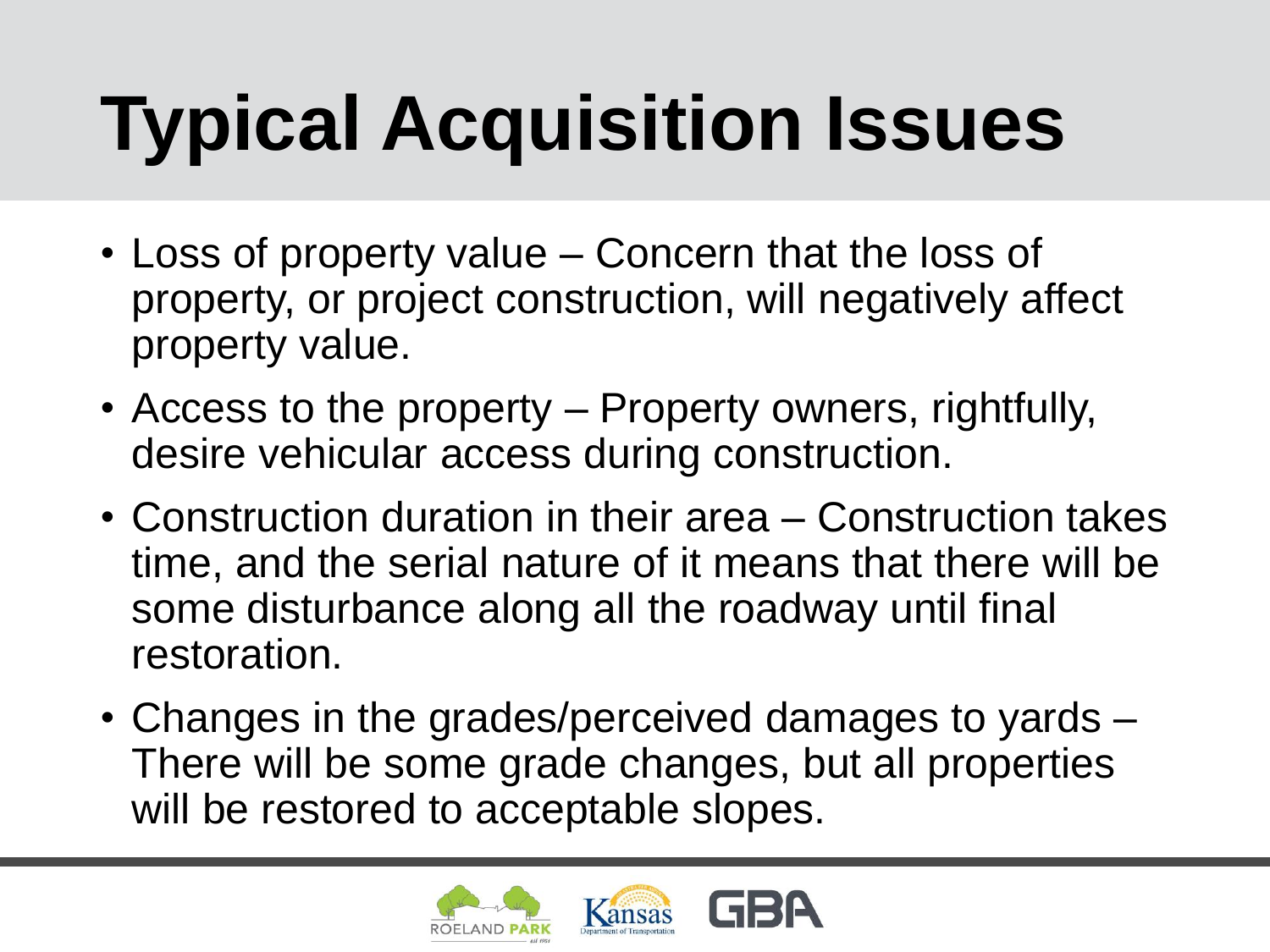# Typical Acquisition Issues

- Loss of property value – Concern that the loss of property, or project construction, will negatively affect property value.
- Access to the property – Property owners, rightfully, desire vehicular access during construction.
- Construction duration in their area – Construction takes time, and the serial nature of it means that there will be some disturbance along all the roadway until final restoration.
- Changes in the grades/perceived damages to yards – There will be some grade changes, but all properties will be restored to acceptable slopes.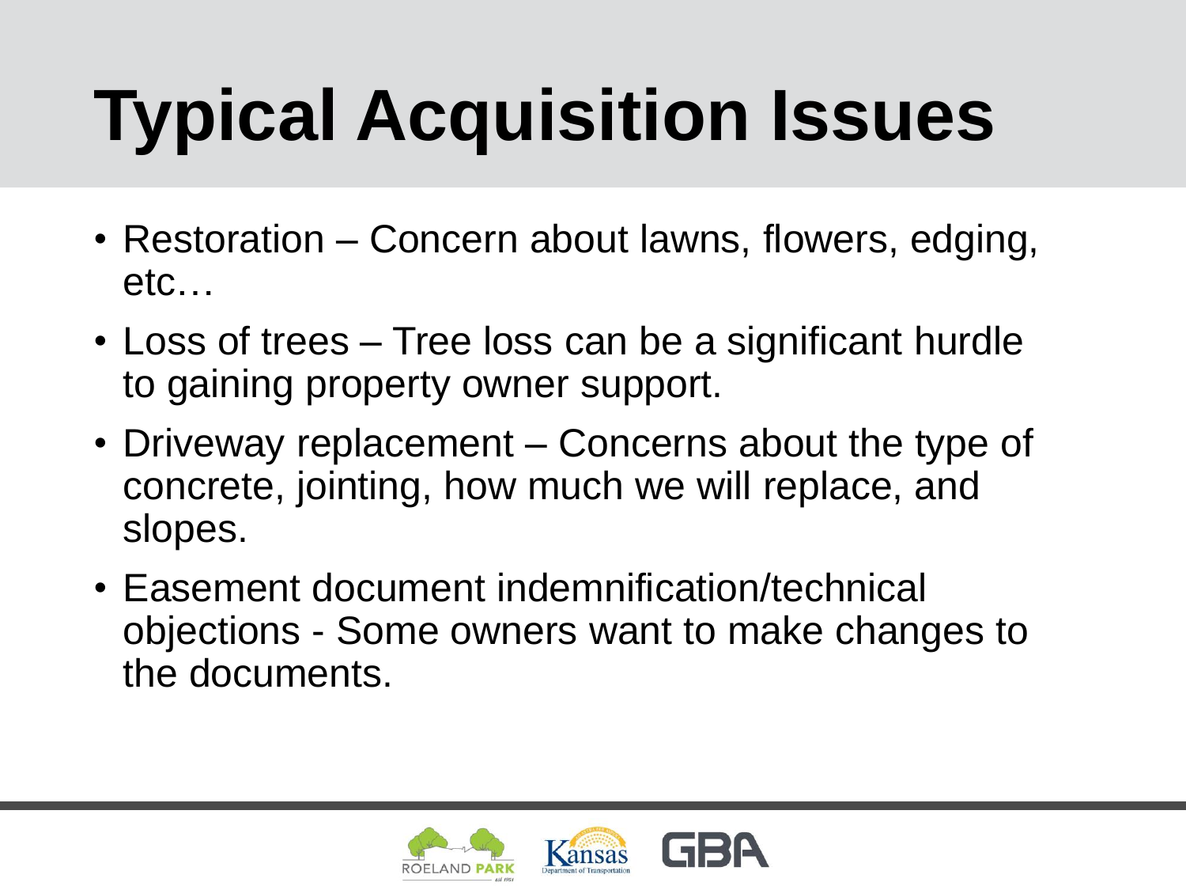# Typical Acquisition Issues

- Restoration – Concern about lawns, flowers, edging, etc…
- Loss of trees – Tree loss can be a significant hurdle to gaining property owner support.
- Driveway replacement – Concerns about the type of concrete, jointing, how much we will replace, and slopes.
- Easement document indemnification/technical objections - Some owners want to make changes to the documents.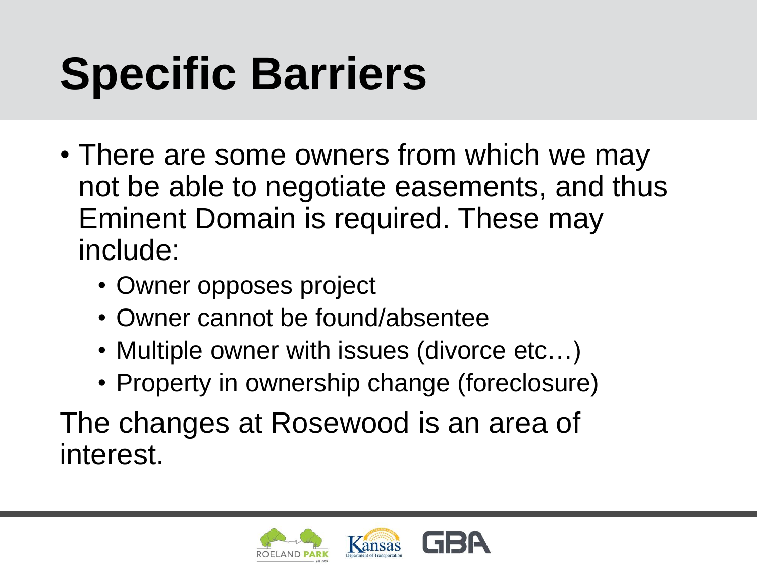# Specific Barriers

- There are some owners from which we may not be able to negotiate easements, and thus Eminent Domain is required. These may include:
  - Owner opposes project
  - Owner cannot be found/absentee
  - Multiple owner with issues (divorce etc…)
  - Property in ownership change (foreclosure)

The changes at Rosewood is an area of interest.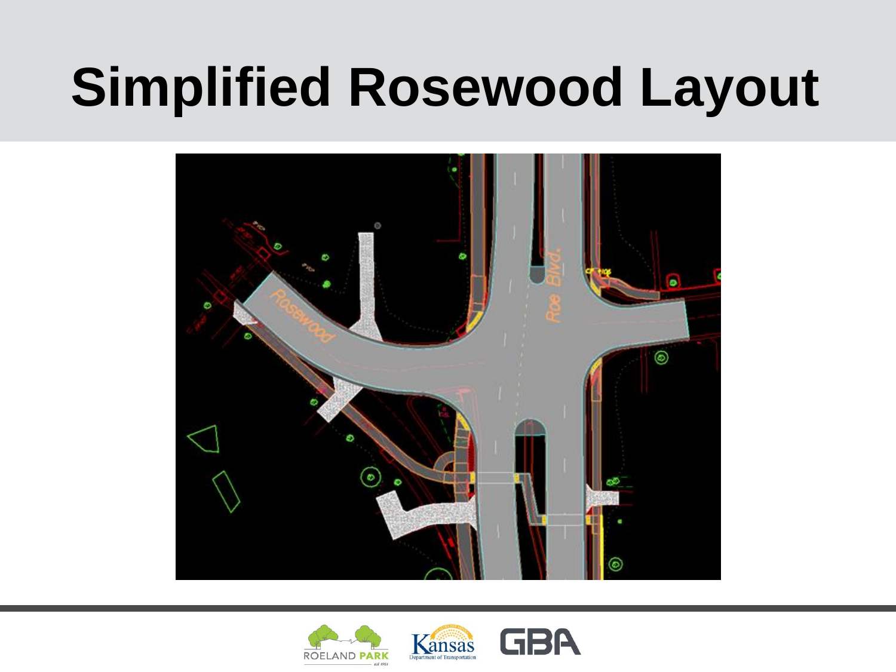# Simplified Rosewood Layout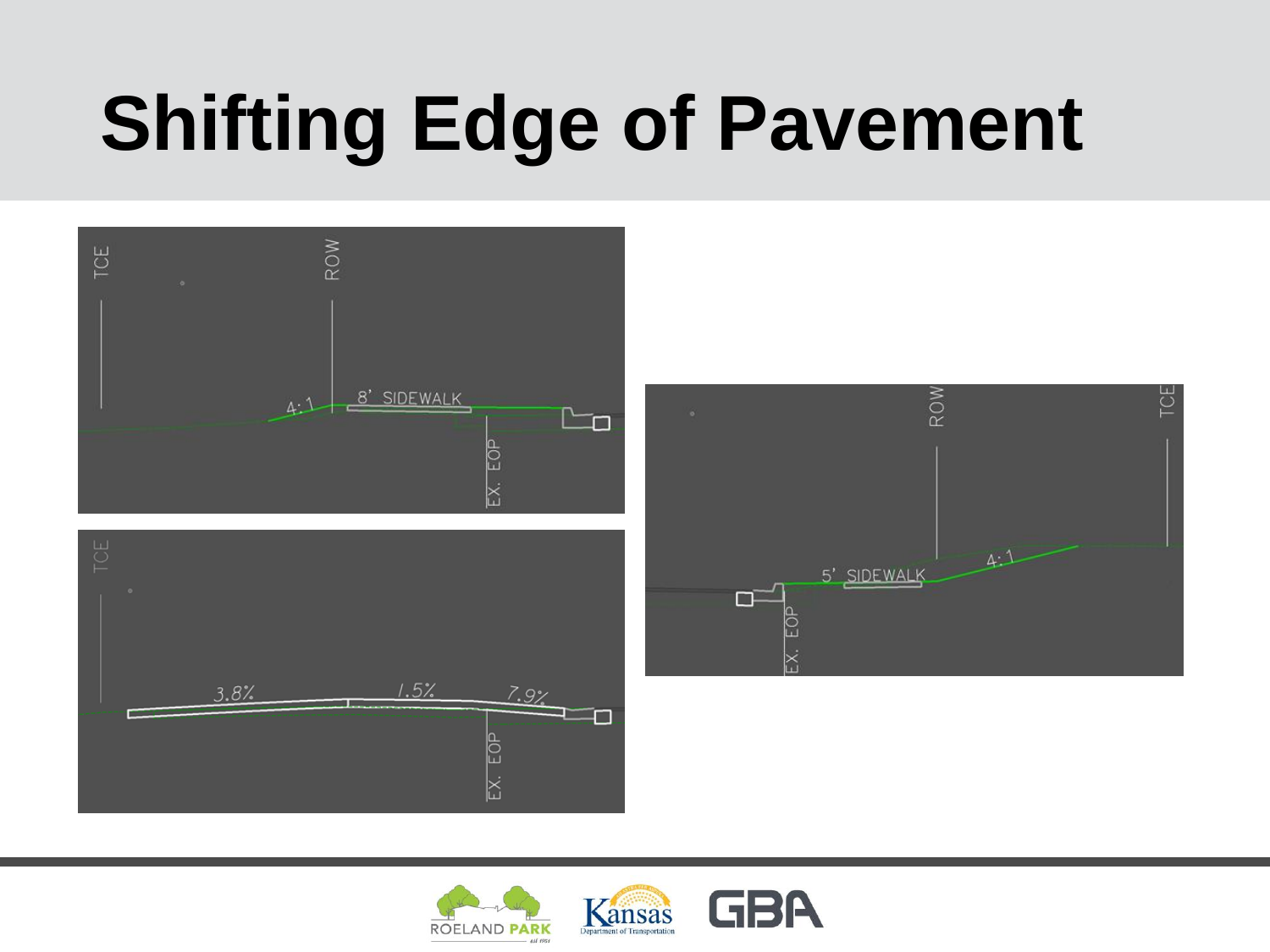# Shifting Edge of Pavement

TCE

ROW

4:1

8' SIDEWALK

EX. EOP

TCE

3.8%

1.5%

7.9%

EX. EOP

ROW

TCE

5' SIDEWALK

4:1

EX. EOP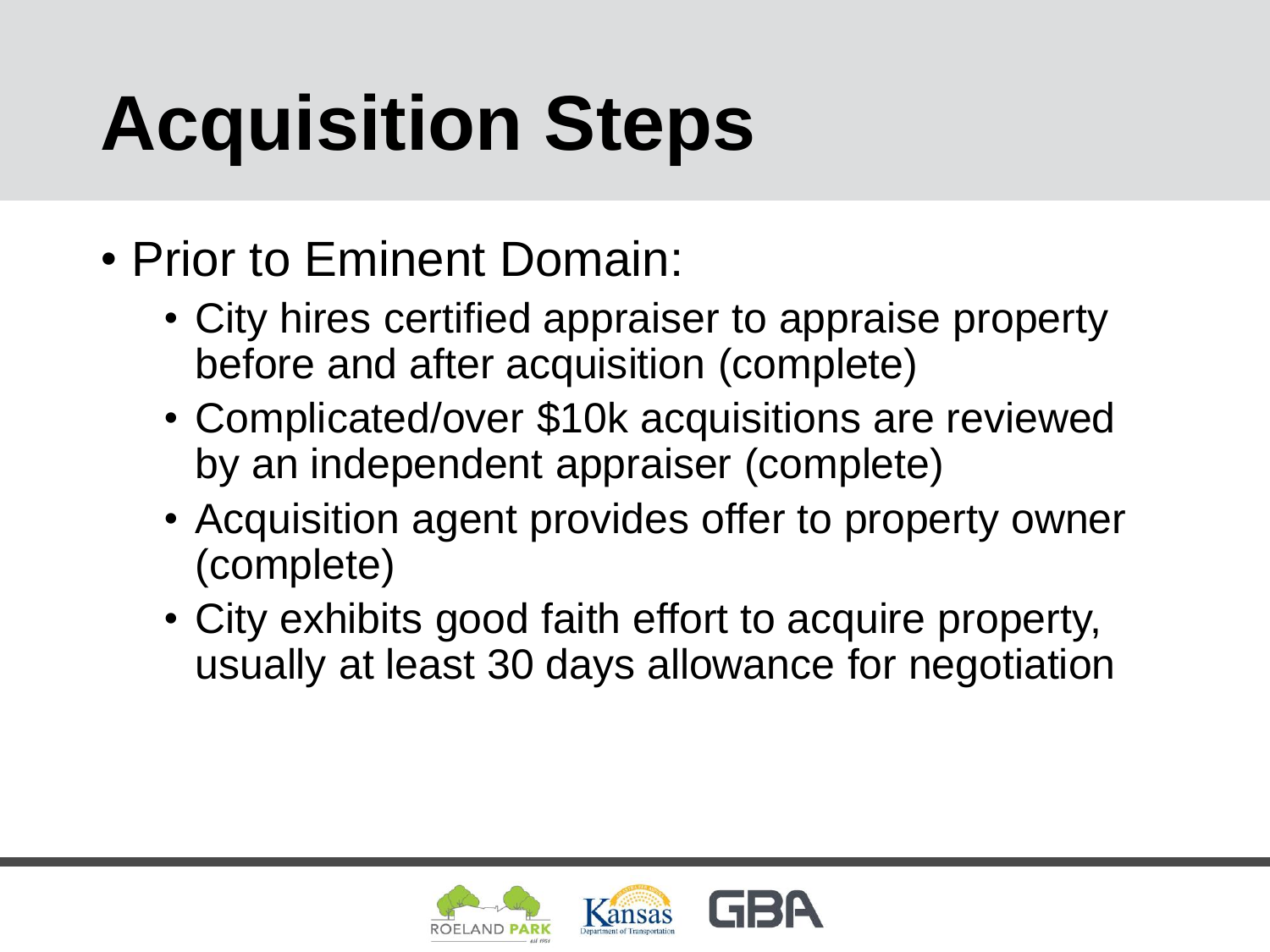# Acquisition Steps

- Prior to Eminent Domain:
  - City hires certified appraiser to appraise property before and after acquisition (complete)
  - Complicated/over $10k acquisitions are reviewed by an independent appraiser (complete)
  - Acquisition agent provides offer to property owner (complete)
  - City exhibits good faith effort to acquire property, usually at least 30 days allowance for negotiation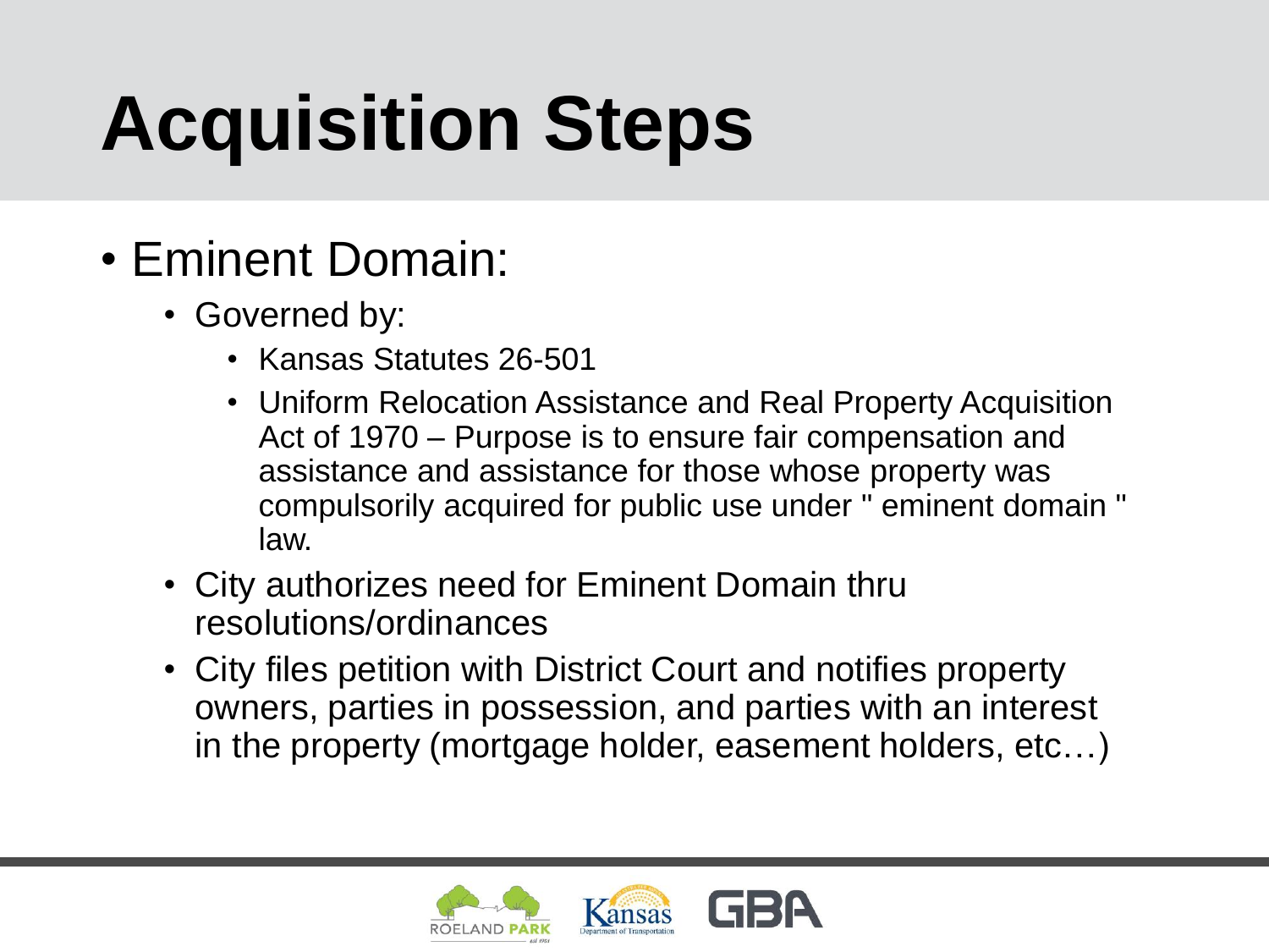# Acquisition Steps

- Eminent Domain:
  - Governed by:
    - Kansas Statutes 26-501
    - Uniform Relocation Assistance and Real Property Acquisition Act of 1970 – Purpose is to ensure fair compensation and assistance and assistance for those whose property was compulsorily acquired for public use under " eminent domain " law.
  - City authorizes need for Eminent Domain thru resolutions/ordinances
  - City files petition with District Court and notifies property owners, parties in possession, and parties with an interest in the property (mortgage holder, easement holders, etc…)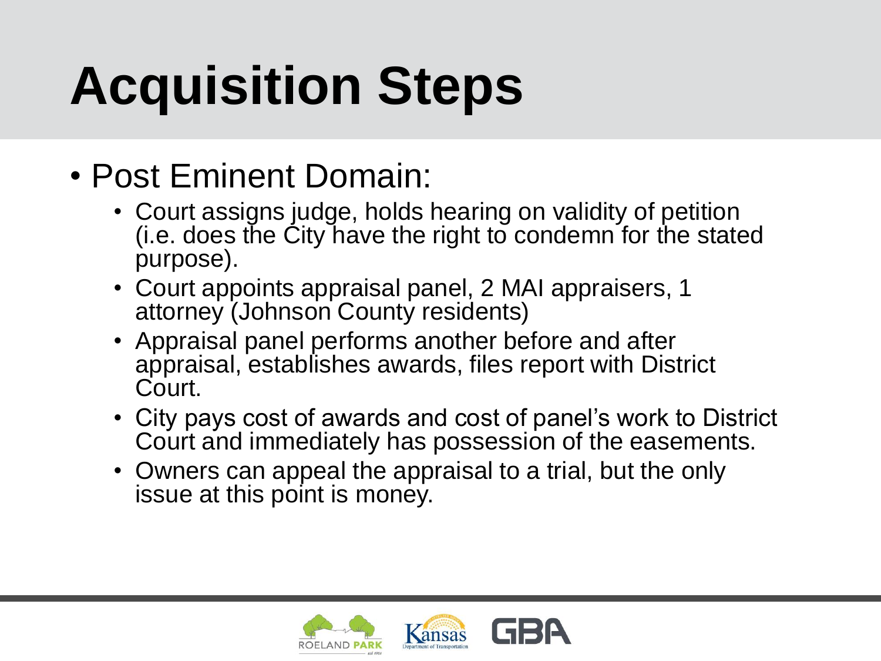# Acquisition Steps

- Post Eminent Domain:
  - Court assigns judge, holds hearing on validity of petition (i.e. does the City have the right to condemn for the stated purpose).
  - Court appoints appraisal panel, 2 MAI appraisers, 1 attorney (Johnson County residents)
  - Appraisal panel performs another before and after appraisal, establishes awards, files report with District Court.
  - City pays cost of awards and cost of panel's work to District Court and immediately has possession of the easements.
  - Owners can appeal the appraisal to a trial, but the only issue at this point is money.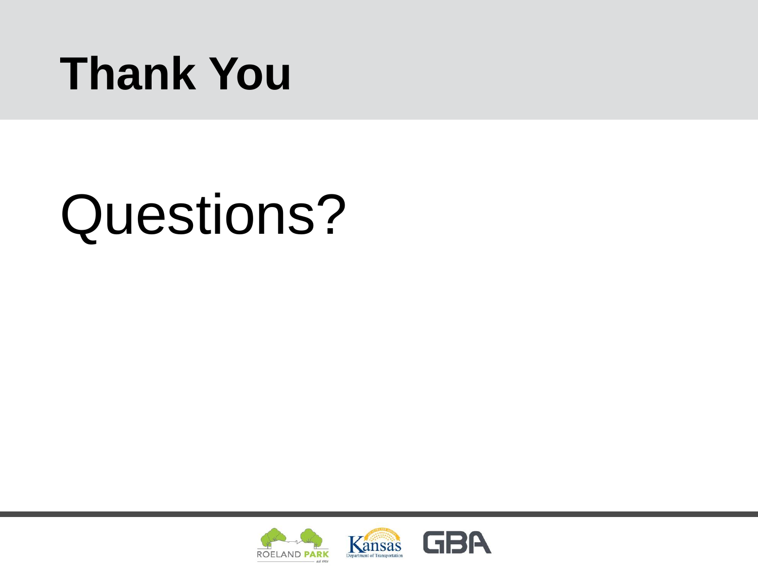# Thank You

Questions?